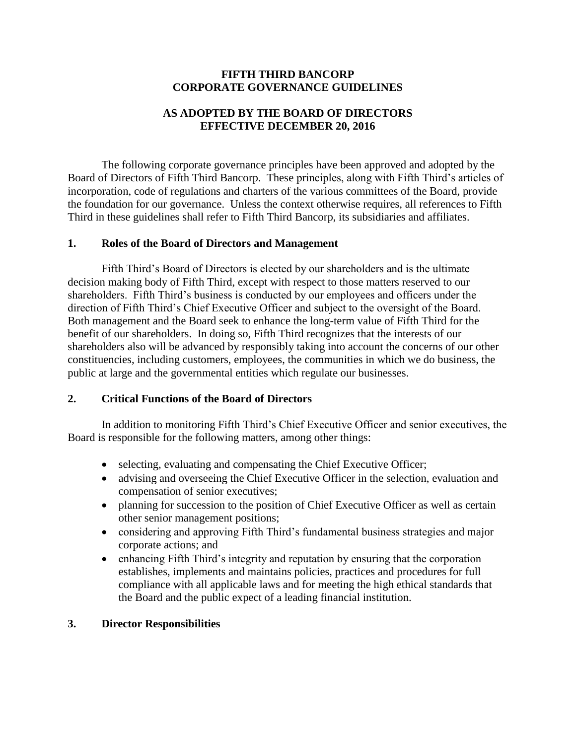# FIFTH THIRD BANCORP
# CORPORATE GOVERNANCE GUIDELINES

## AS ADOPTED BY THE BOARD OF DIRECTORS
## EFFECTIVE DECEMBER 20, 2016

The following corporate governance principles have been approved and adopted by the Board of Directors of Fifth Third Bancorp. These principles, along with Fifth Third's articles of incorporation, code of regulations and charters of the various committees of the Board, provide the foundation for our governance. Unless the context otherwise requires, all references to Fifth Third in these guidelines shall refer to Fifth Third Bancorp, its subsidiaries and affiliates.

## 1. Roles of the Board of Directors and Management

Fifth Third's Board of Directors is elected by our shareholders and is the ultimate decision making body of Fifth Third, except with respect to those matters reserved to our shareholders. Fifth Third's business is conducted by our employees and officers under the direction of Fifth Third's Chief Executive Officer and subject to the oversight of the Board. Both management and the Board seek to enhance the long-term value of Fifth Third for the benefit of our shareholders. In doing so, Fifth Third recognizes that the interests of our shareholders also will be advanced by responsibly taking into account the concerns of our other constituencies, including customers, employees, the communities in which we do business, the public at large and the governmental entities which regulate our businesses.

## 2. Critical Functions of the Board of Directors

In addition to monitoring Fifth Third's Chief Executive Officer and senior executives, the Board is responsible for the following matters, among other things:

- selecting, evaluating and compensating the Chief Executive Officer;
- advising and overseeing the Chief Executive Officer in the selection, evaluation and compensation of senior executives;
- planning for succession to the position of Chief Executive Officer as well as certain other senior management positions;
- considering and approving Fifth Third's fundamental business strategies and major corporate actions; and
- enhancing Fifth Third's integrity and reputation by ensuring that the corporation establishes, implements and maintains policies, practices and procedures for full compliance with all applicable laws and for meeting the high ethical standards that the Board and the public expect of a leading financial institution.

## 3. Director Responsibilities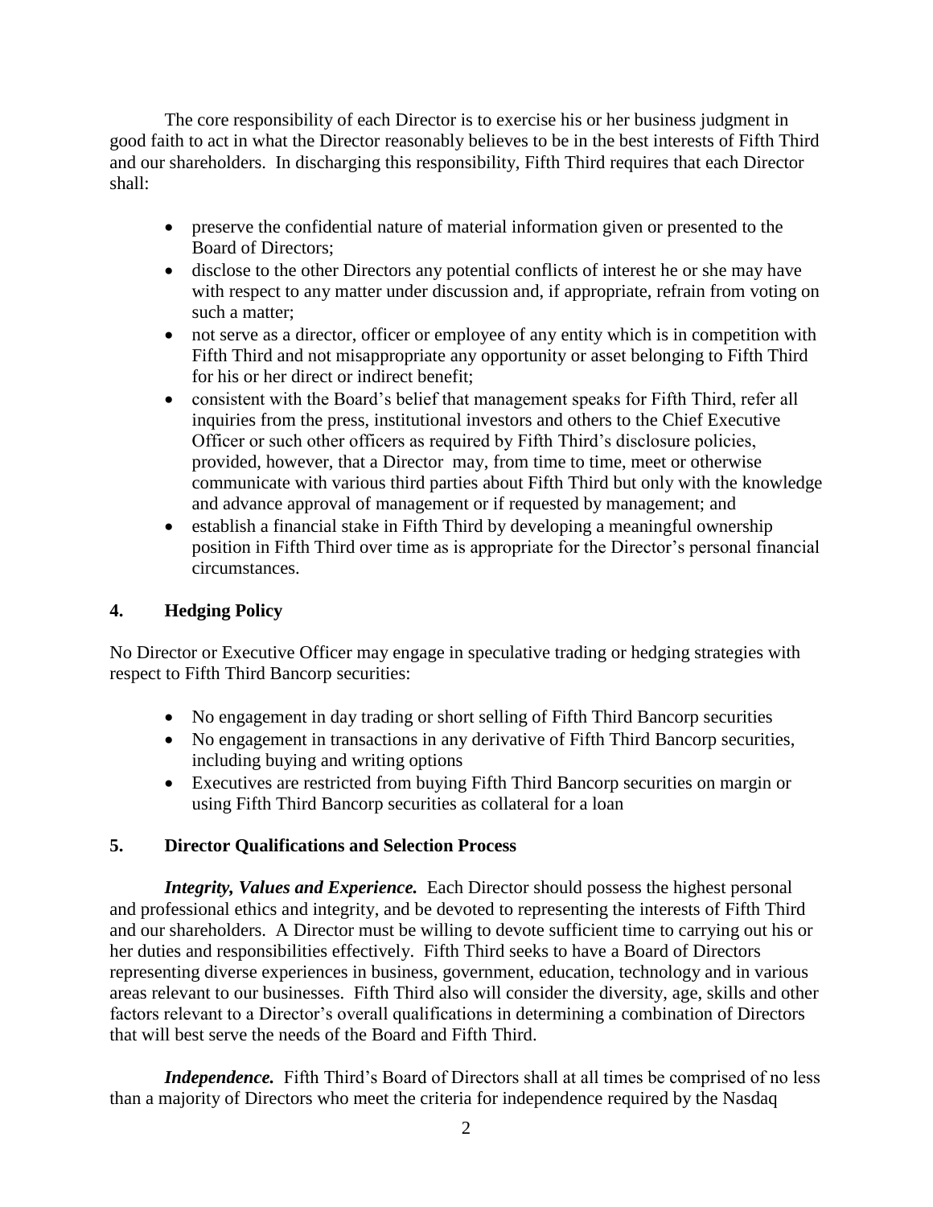The core responsibility of each Director is to exercise his or her business judgment in good faith to act in what the Director reasonably believes to be in the best interests of Fifth Third and our shareholders. In discharging this responsibility, Fifth Third requires that each Director shall:

- preserve the confidential nature of material information given or presented to the Board of Directors;
- disclose to the other Directors any potential conflicts of interest he or she may have with respect to any matter under discussion and, if appropriate, refrain from voting on such a matter;
- not serve as a director, officer or employee of any entity which is in competition with Fifth Third and not misappropriate any opportunity or asset belonging to Fifth Third for his or her direct or indirect benefit;
- consistent with the Board's belief that management speaks for Fifth Third, refer all inquiries from the press, institutional investors and others to the Chief Executive Officer or such other officers as required by Fifth Third's disclosure policies, provided, however, that a Director may, from time to time, meet or otherwise communicate with various third parties about Fifth Third but only with the knowledge and advance approval of management or if requested by management; and
- establish a financial stake in Fifth Third by developing a meaningful ownership position in Fifth Third over time as is appropriate for the Director's personal financial circumstances.

## 4. Hedging Policy

No Director or Executive Officer may engage in speculative trading or hedging strategies with respect to Fifth Third Bancorp securities:

- No engagement in day trading or short selling of Fifth Third Bancorp securities
- No engagement in transactions in any derivative of Fifth Third Bancorp securities, including buying and writing options
- Executives are restricted from buying Fifth Third Bancorp securities on margin or using Fifth Third Bancorp securities as collateral for a loan

## 5. Director Qualifications and Selection Process

***Integrity, Values and Experience.*** Each Director should possess the highest personal and professional ethics and integrity, and be devoted to representing the interests of Fifth Third and our shareholders. A Director must be willing to devote sufficient time to carrying out his or her duties and responsibilities effectively. Fifth Third seeks to have a Board of Directors representing diverse experiences in business, government, education, technology and in various areas relevant to our businesses. Fifth Third also will consider the diversity, age, skills and other factors relevant to a Director's overall qualifications in determining a combination of Directors that will best serve the needs of the Board and Fifth Third.

***Independence.*** Fifth Third's Board of Directors shall at all times be comprised of no less than a majority of Directors who meet the criteria for independence required by the Nasdaq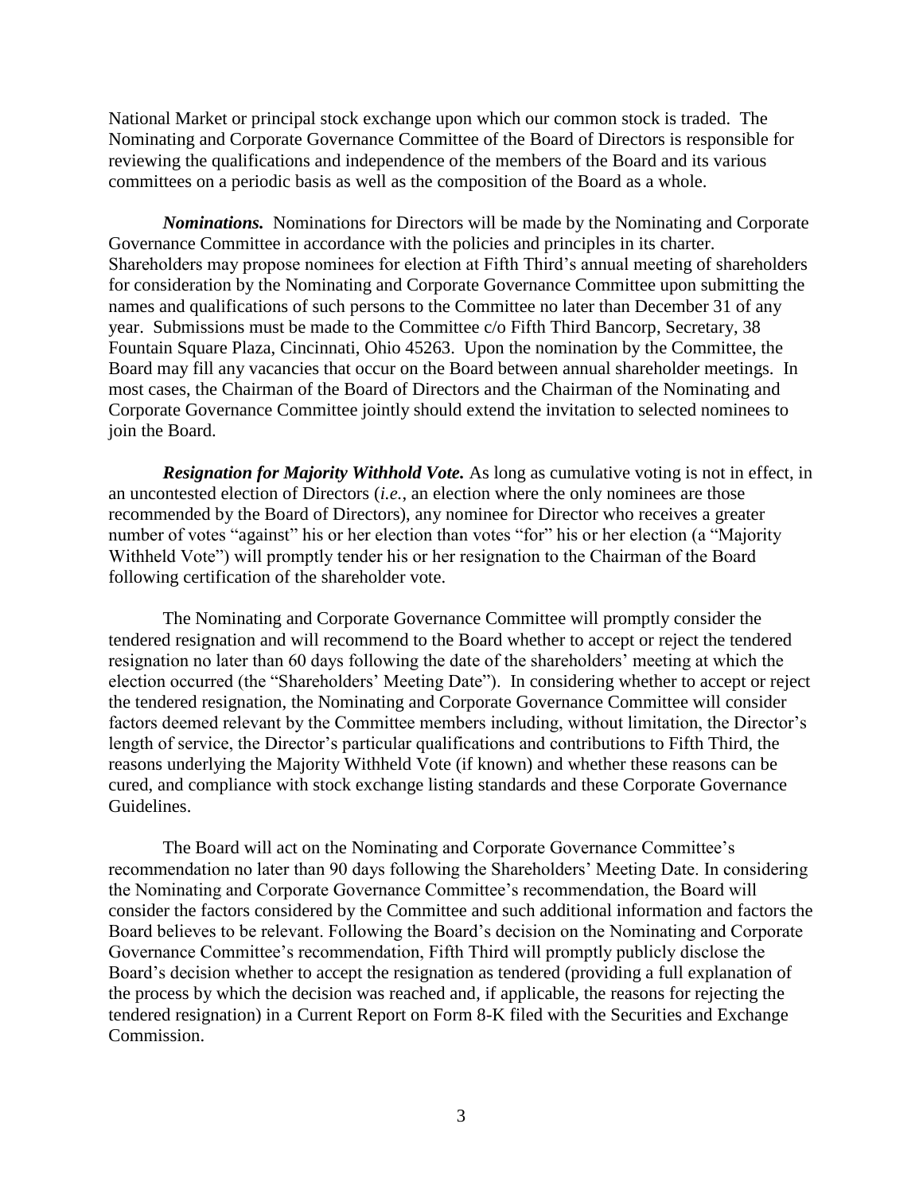National Market or principal stock exchange upon which our common stock is traded. The Nominating and Corporate Governance Committee of the Board of Directors is responsible for reviewing the qualifications and independence of the members of the Board and its various committees on a periodic basis as well as the composition of the Board as a whole.

***Nominations.*** Nominations for Directors will be made by the Nominating and Corporate Governance Committee in accordance with the policies and principles in its charter. Shareholders may propose nominees for election at Fifth Third's annual meeting of shareholders for consideration by the Nominating and Corporate Governance Committee upon submitting the names and qualifications of such persons to the Committee no later than December 31 of any year. Submissions must be made to the Committee c/o Fifth Third Bancorp, Secretary, 38 Fountain Square Plaza, Cincinnati, Ohio 45263. Upon the nomination by the Committee, the Board may fill any vacancies that occur on the Board between annual shareholder meetings. In most cases, the Chairman of the Board of Directors and the Chairman of the Nominating and Corporate Governance Committee jointly should extend the invitation to selected nominees to join the Board.

***Resignation for Majority Withhold Vote.*** As long as cumulative voting is not in effect, in an uncontested election of Directors (*i.e.*, an election where the only nominees are those recommended by the Board of Directors), any nominee for Director who receives a greater number of votes "against" his or her election than votes "for" his or her election (a "Majority Withheld Vote") will promptly tender his or her resignation to the Chairman of the Board following certification of the shareholder vote.

The Nominating and Corporate Governance Committee will promptly consider the tendered resignation and will recommend to the Board whether to accept or reject the tendered resignation no later than 60 days following the date of the shareholders' meeting at which the election occurred (the "Shareholders' Meeting Date"). In considering whether to accept or reject the tendered resignation, the Nominating and Corporate Governance Committee will consider factors deemed relevant by the Committee members including, without limitation, the Director's length of service, the Director's particular qualifications and contributions to Fifth Third, the reasons underlying the Majority Withheld Vote (if known) and whether these reasons can be cured, and compliance with stock exchange listing standards and these Corporate Governance Guidelines.

The Board will act on the Nominating and Corporate Governance Committee's recommendation no later than 90 days following the Shareholders' Meeting Date. In considering the Nominating and Corporate Governance Committee's recommendation, the Board will consider the factors considered by the Committee and such additional information and factors the Board believes to be relevant. Following the Board's decision on the Nominating and Corporate Governance Committee's recommendation, Fifth Third will promptly publicly disclose the Board's decision whether to accept the resignation as tendered (providing a full explanation of the process by which the decision was reached and, if applicable, the reasons for rejecting the tendered resignation) in a Current Report on Form 8-K filed with the Securities and Exchange Commission.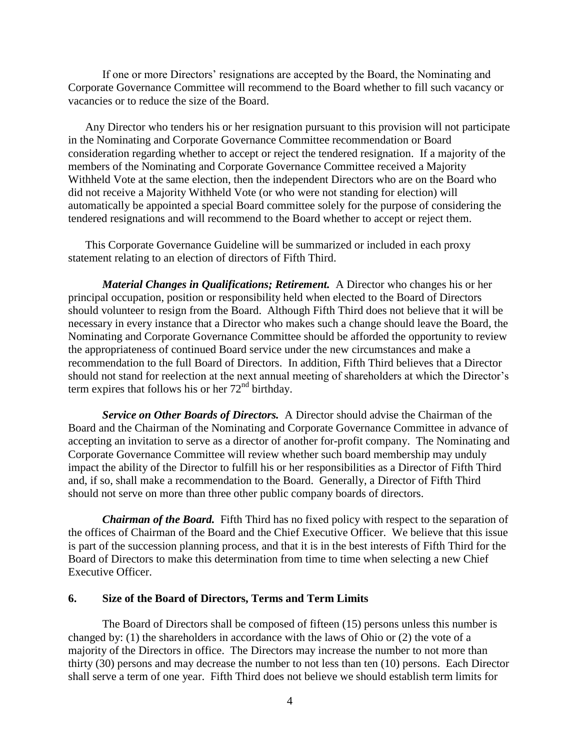If one or more Directors' resignations are accepted by the Board, the Nominating and Corporate Governance Committee will recommend to the Board whether to fill such vacancy or vacancies or to reduce the size of the Board.

Any Director who tenders his or her resignation pursuant to this provision will not participate in the Nominating and Corporate Governance Committee recommendation or Board consideration regarding whether to accept or reject the tendered resignation. If a majority of the members of the Nominating and Corporate Governance Committee received a Majority Withheld Vote at the same election, then the independent Directors who are on the Board who did not receive a Majority Withheld Vote (or who were not standing for election) will automatically be appointed a special Board committee solely for the purpose of considering the tendered resignations and will recommend to the Board whether to accept or reject them.

This Corporate Governance Guideline will be summarized or included in each proxy statement relating to an election of directors of Fifth Third.

***Material Changes in Qualifications; Retirement.*** A Director who changes his or her principal occupation, position or responsibility held when elected to the Board of Directors should volunteer to resign from the Board. Although Fifth Third does not believe that it will be necessary in every instance that a Director who makes such a change should leave the Board, the Nominating and Corporate Governance Committee should be afforded the opportunity to review the appropriateness of continued Board service under the new circumstances and make a recommendation to the full Board of Directors. In addition, Fifth Third believes that a Director should not stand for reelection at the next annual meeting of shareholders at which the Director's term expires that follows his or her 72nd birthday.

***Service on Other Boards of Directors.*** A Director should advise the Chairman of the Board and the Chairman of the Nominating and Corporate Governance Committee in advance of accepting an invitation to serve as a director of another for-profit company. The Nominating and Corporate Governance Committee will review whether such board membership may unduly impact the ability of the Director to fulfill his or her responsibilities as a Director of Fifth Third and, if so, shall make a recommendation to the Board. Generally, a Director of Fifth Third should not serve on more than three other public company boards of directors.

***Chairman of the Board.*** Fifth Third has no fixed policy with respect to the separation of the offices of Chairman of the Board and the Chief Executive Officer. We believe that this issue is part of the succession planning process, and that it is in the best interests of Fifth Third for the Board of Directors to make this determination from time to time when selecting a new Chief Executive Officer.

## 6. Size of the Board of Directors, Terms and Term Limits

The Board of Directors shall be composed of fifteen (15) persons unless this number is changed by: (1) the shareholders in accordance with the laws of Ohio or (2) the vote of a majority of the Directors in office. The Directors may increase the number to not more than thirty (30) persons and may decrease the number to not less than ten (10) persons. Each Director shall serve a term of one year. Fifth Third does not believe we should establish term limits for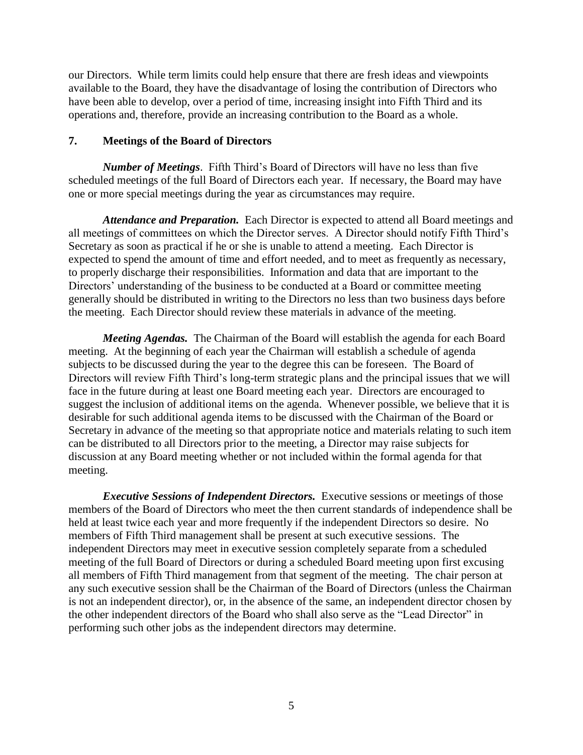our Directors. While term limits could help ensure that there are fresh ideas and viewpoints available to the Board, they have the disadvantage of losing the contribution of Directors who have been able to develop, over a period of time, increasing insight into Fifth Third and its operations and, therefore, provide an increasing contribution to the Board as a whole.

## 7. Meetings of the Board of Directors

***Number of Meetings***. Fifth Third's Board of Directors will have no less than five scheduled meetings of the full Board of Directors each year. If necessary, the Board may have one or more special meetings during the year as circumstances may require.

***Attendance and Preparation.*** Each Director is expected to attend all Board meetings and all meetings of committees on which the Director serves. A Director should notify Fifth Third's Secretary as soon as practical if he or she is unable to attend a meeting. Each Director is expected to spend the amount of time and effort needed, and to meet as frequently as necessary, to properly discharge their responsibilities. Information and data that are important to the Directors' understanding of the business to be conducted at a Board or committee meeting generally should be distributed in writing to the Directors no less than two business days before the meeting. Each Director should review these materials in advance of the meeting.

***Meeting Agendas.*** The Chairman of the Board will establish the agenda for each Board meeting. At the beginning of each year the Chairman will establish a schedule of agenda subjects to be discussed during the year to the degree this can be foreseen. The Board of Directors will review Fifth Third's long-term strategic plans and the principal issues that we will face in the future during at least one Board meeting each year. Directors are encouraged to suggest the inclusion of additional items on the agenda. Whenever possible, we believe that it is desirable for such additional agenda items to be discussed with the Chairman of the Board or Secretary in advance of the meeting so that appropriate notice and materials relating to such item can be distributed to all Directors prior to the meeting, a Director may raise subjects for discussion at any Board meeting whether or not included within the formal agenda for that meeting.

***Executive Sessions of Independent Directors.*** Executive sessions or meetings of those members of the Board of Directors who meet the then current standards of independence shall be held at least twice each year and more frequently if the independent Directors so desire. No members of Fifth Third management shall be present at such executive sessions. The independent Directors may meet in executive session completely separate from a scheduled meeting of the full Board of Directors or during a scheduled Board meeting upon first excusing all members of Fifth Third management from that segment of the meeting. The chair person at any such executive session shall be the Chairman of the Board of Directors (unless the Chairman is not an independent director), or, in the absence of the same, an independent director chosen by the other independent directors of the Board who shall also serve as the "Lead Director" in performing such other jobs as the independent directors may determine.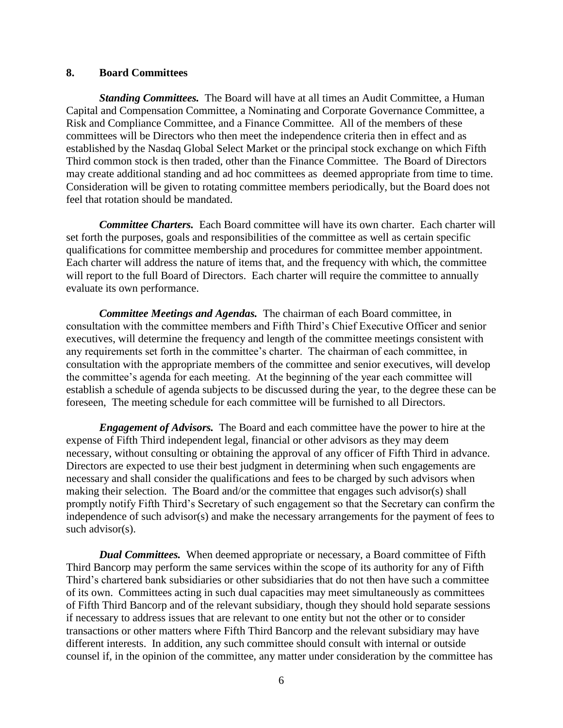## 8. Board Committees

***Standing Committees.*** The Board will have at all times an Audit Committee, a Human Capital and Compensation Committee, a Nominating and Corporate Governance Committee, a Risk and Compliance Committee, and a Finance Committee. All of the members of these committees will be Directors who then meet the independence criteria then in effect and as established by the Nasdaq Global Select Market or the principal stock exchange on which Fifth Third common stock is then traded, other than the Finance Committee. The Board of Directors may create additional standing and ad hoc committees as deemed appropriate from time to time. Consideration will be given to rotating committee members periodically, but the Board does not feel that rotation should be mandated.

***Committee Charters.*** Each Board committee will have its own charter. Each charter will set forth the purposes, goals and responsibilities of the committee as well as certain specific qualifications for committee membership and procedures for committee member appointment. Each charter will address the nature of items that, and the frequency with which, the committee will report to the full Board of Directors. Each charter will require the committee to annually evaluate its own performance.

***Committee Meetings and Agendas.*** The chairman of each Board committee, in consultation with the committee members and Fifth Third's Chief Executive Officer and senior executives, will determine the frequency and length of the committee meetings consistent with any requirements set forth in the committee's charter. The chairman of each committee, in consultation with the appropriate members of the committee and senior executives, will develop the committee's agenda for each meeting. At the beginning of the year each committee will establish a schedule of agenda subjects to be discussed during the year, to the degree these can be foreseen, The meeting schedule for each committee will be furnished to all Directors.

***Engagement of Advisors.*** The Board and each committee have the power to hire at the expense of Fifth Third independent legal, financial or other advisors as they may deem necessary, without consulting or obtaining the approval of any officer of Fifth Third in advance. Directors are expected to use their best judgment in determining when such engagements are necessary and shall consider the qualifications and fees to be charged by such advisors when making their selection. The Board and/or the committee that engages such advisor(s) shall promptly notify Fifth Third's Secretary of such engagement so that the Secretary can confirm the independence of such advisor(s) and make the necessary arrangements for the payment of fees to such advisor(s).

***Dual Committees.*** When deemed appropriate or necessary, a Board committee of Fifth Third Bancorp may perform the same services within the scope of its authority for any of Fifth Third's chartered bank subsidiaries or other subsidiaries that do not then have such a committee of its own. Committees acting in such dual capacities may meet simultaneously as committees of Fifth Third Bancorp and of the relevant subsidiary, though they should hold separate sessions if necessary to address issues that are relevant to one entity but not the other or to consider transactions or other matters where Fifth Third Bancorp and the relevant subsidiary may have different interests. In addition, any such committee should consult with internal or outside counsel if, in the opinion of the committee, any matter under consideration by the committee has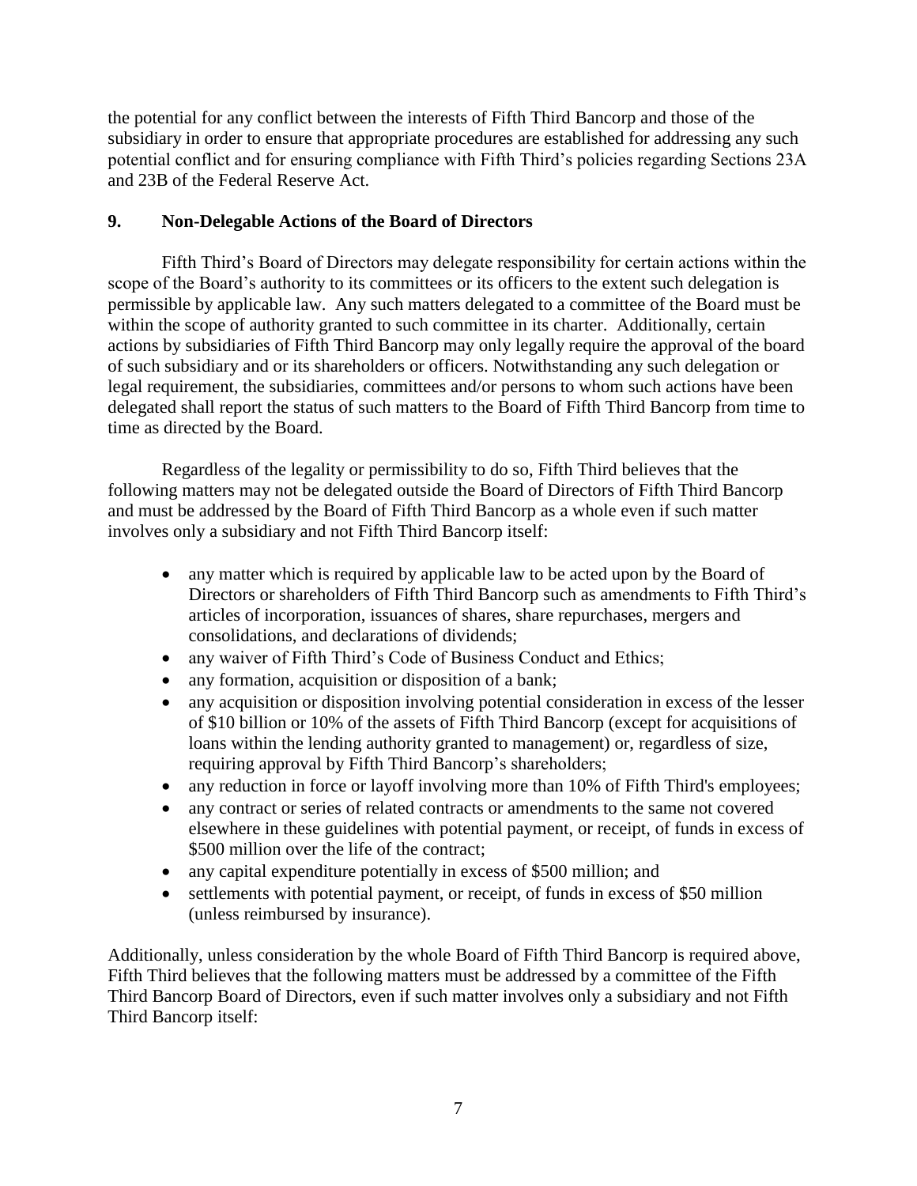the potential for any conflict between the interests of Fifth Third Bancorp and those of the subsidiary in order to ensure that appropriate procedures are established for addressing any such potential conflict and for ensuring compliance with Fifth Third's policies regarding Sections 23A and 23B of the Federal Reserve Act.

## 9. Non-Delegable Actions of the Board of Directors

Fifth Third's Board of Directors may delegate responsibility for certain actions within the scope of the Board's authority to its committees or its officers to the extent such delegation is permissible by applicable law. Any such matters delegated to a committee of the Board must be within the scope of authority granted to such committee in its charter. Additionally, certain actions by subsidiaries of Fifth Third Bancorp may only legally require the approval of the board of such subsidiary and or its shareholders or officers. Notwithstanding any such delegation or legal requirement, the subsidiaries, committees and/or persons to whom such actions have been delegated shall report the status of such matters to the Board of Fifth Third Bancorp from time to time as directed by the Board.

Regardless of the legality or permissibility to do so, Fifth Third believes that the following matters may not be delegated outside the Board of Directors of Fifth Third Bancorp and must be addressed by the Board of Fifth Third Bancorp as a whole even if such matter involves only a subsidiary and not Fifth Third Bancorp itself:

- any matter which is required by applicable law to be acted upon by the Board of Directors or shareholders of Fifth Third Bancorp such as amendments to Fifth Third's articles of incorporation, issuances of shares, share repurchases, mergers and consolidations, and declarations of dividends;
- any waiver of Fifth Third's Code of Business Conduct and Ethics;
- any formation, acquisition or disposition of a bank;
- any acquisition or disposition involving potential consideration in excess of the lesser of \$10 billion or 10% of the assets of Fifth Third Bancorp (except for acquisitions of loans within the lending authority granted to management) or, regardless of size, requiring approval by Fifth Third Bancorp's shareholders;
- any reduction in force or layoff involving more than 10% of Fifth Third's employees;
- any contract or series of related contracts or amendments to the same not covered elsewhere in these guidelines with potential payment, or receipt, of funds in excess of \$500 million over the life of the contract;
- any capital expenditure potentially in excess of \$500 million; and
- settlements with potential payment, or receipt, of funds in excess of \$50 million (unless reimbursed by insurance).

Additionally, unless consideration by the whole Board of Fifth Third Bancorp is required above, Fifth Third believes that the following matters must be addressed by a committee of the Fifth Third Bancorp Board of Directors, even if such matter involves only a subsidiary and not Fifth Third Bancorp itself: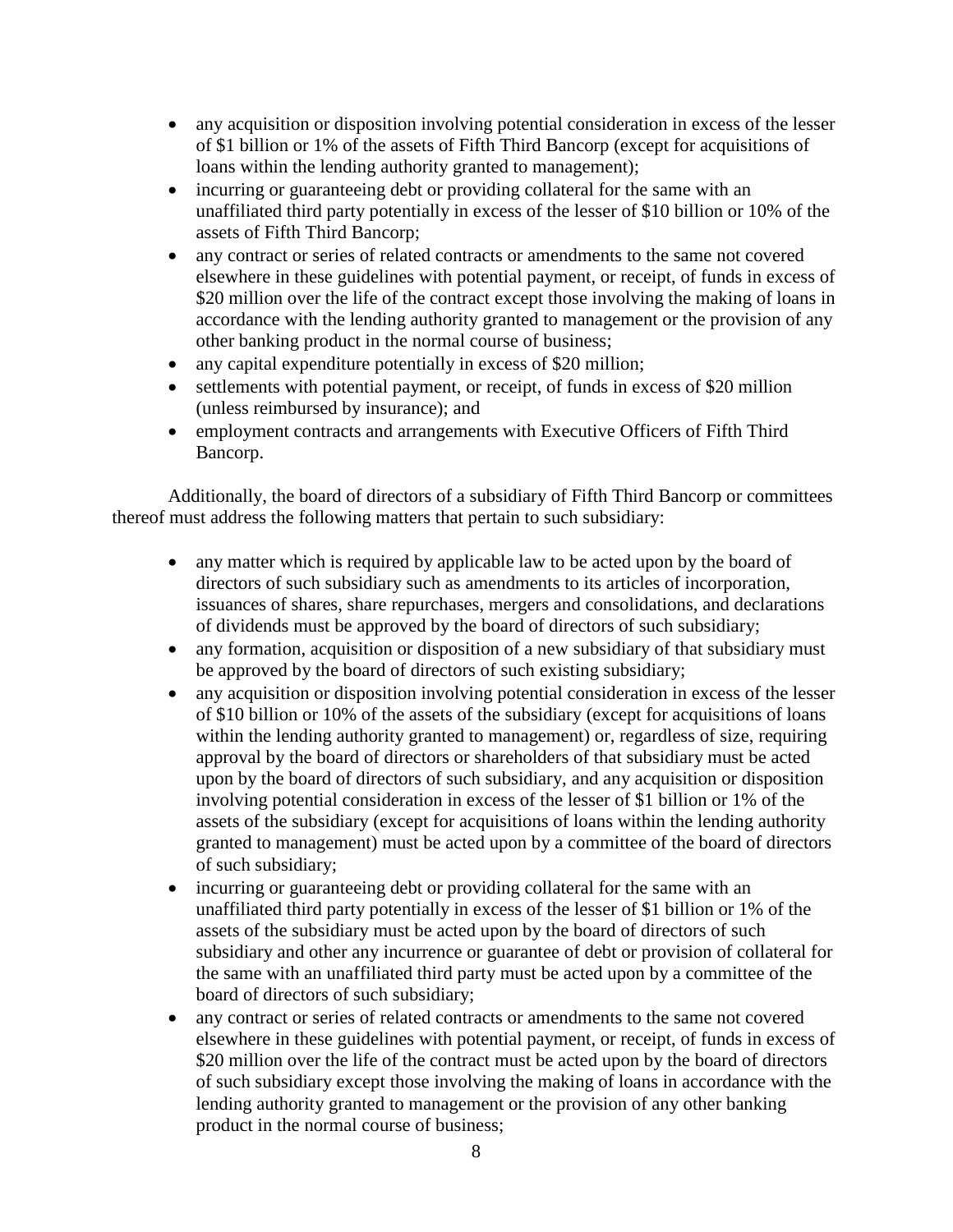- any acquisition or disposition involving potential consideration in excess of the lesser of $1 billion or 1% of the assets of Fifth Third Bancorp (except for acquisitions of loans within the lending authority granted to management);
- incurring or guaranteeing debt or providing collateral for the same with an unaffiliated third party potentially in excess of the lesser of $10 billion or 10% of the assets of Fifth Third Bancorp;
- any contract or series of related contracts or amendments to the same not covered elsewhere in these guidelines with potential payment, or receipt, of funds in excess of $20 million over the life of the contract except those involving the making of loans in accordance with the lending authority granted to management or the provision of any other banking product in the normal course of business;
- any capital expenditure potentially in excess of $20 million;
- settlements with potential payment, or receipt, of funds in excess of $20 million (unless reimbursed by insurance); and
- employment contracts and arrangements with Executive Officers of Fifth Third Bancorp.

Additionally, the board of directors of a subsidiary of Fifth Third Bancorp or committees thereof must address the following matters that pertain to such subsidiary:

- any matter which is required by applicable law to be acted upon by the board of directors of such subsidiary such as amendments to its articles of incorporation, issuances of shares, share repurchases, mergers and consolidations, and declarations of dividends must be approved by the board of directors of such subsidiary;
- any formation, acquisition or disposition of a new subsidiary of that subsidiary must be approved by the board of directors of such existing subsidiary;
- any acquisition or disposition involving potential consideration in excess of the lesser of $10 billion or 10% of the assets of the subsidiary (except for acquisitions of loans within the lending authority granted to management) or, regardless of size, requiring approval by the board of directors or shareholders of that subsidiary must be acted upon by the board of directors of such subsidiary, and any acquisition or disposition involving potential consideration in excess of the lesser of $1 billion or 1% of the assets of the subsidiary (except for acquisitions of loans within the lending authority granted to management) must be acted upon by a committee of the board of directors of such subsidiary;
- incurring or guaranteeing debt or providing collateral for the same with an unaffiliated third party potentially in excess of the lesser of $1 billion or 1% of the assets of the subsidiary must be acted upon by the board of directors of such subsidiary and other any incurrence or guarantee of debt or provision of collateral for the same with an unaffiliated third party must be acted upon by a committee of the board of directors of such subsidiary;
- any contract or series of related contracts or amendments to the same not covered elsewhere in these guidelines with potential payment, or receipt, of funds in excess of $20 million over the life of the contract must be acted upon by the board of directors of such subsidiary except those involving the making of loans in accordance with the lending authority granted to management or the provision of any other banking product in the normal course of business;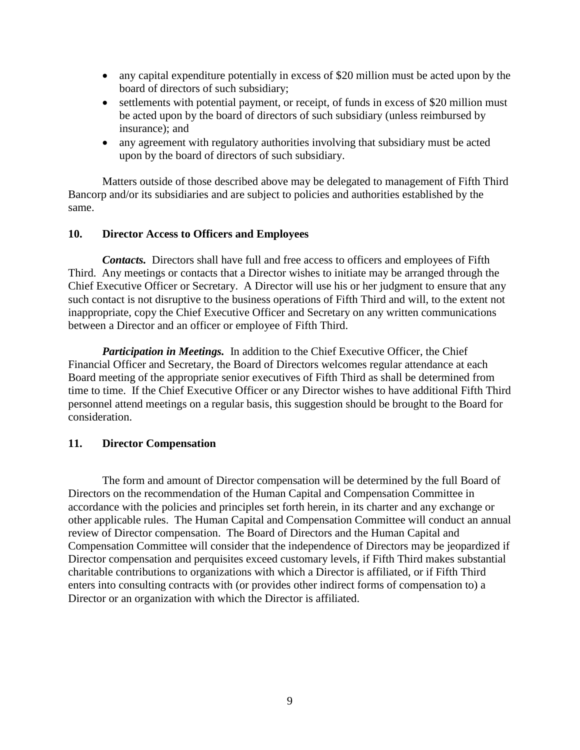- any capital expenditure potentially in excess of $20 million must be acted upon by the board of directors of such subsidiary;
- settlements with potential payment, or receipt, of funds in excess of $20 million must be acted upon by the board of directors of such subsidiary (unless reimbursed by insurance); and
- any agreement with regulatory authorities involving that subsidiary must be acted upon by the board of directors of such subsidiary.

Matters outside of those described above may be delegated to management of Fifth Third Bancorp and/or its subsidiaries and are subject to policies and authorities established by the same.

## 10. Director Access to Officers and Employees

***Contacts.*** Directors shall have full and free access to officers and employees of Fifth Third. Any meetings or contacts that a Director wishes to initiate may be arranged through the Chief Executive Officer or Secretary. A Director will use his or her judgment to ensure that any such contact is not disruptive to the business operations of Fifth Third and will, to the extent not inappropriate, copy the Chief Executive Officer and Secretary on any written communications between a Director and an officer or employee of Fifth Third.

***Participation in Meetings.*** In addition to the Chief Executive Officer, the Chief Financial Officer and Secretary, the Board of Directors welcomes regular attendance at each Board meeting of the appropriate senior executives of Fifth Third as shall be determined from time to time. If the Chief Executive Officer or any Director wishes to have additional Fifth Third personnel attend meetings on a regular basis, this suggestion should be brought to the Board for consideration.

## 11. Director Compensation

The form and amount of Director compensation will be determined by the full Board of Directors on the recommendation of the Human Capital and Compensation Committee in accordance with the policies and principles set forth herein, in its charter and any exchange or other applicable rules. The Human Capital and Compensation Committee will conduct an annual review of Director compensation. The Board of Directors and the Human Capital and Compensation Committee will consider that the independence of Directors may be jeopardized if Director compensation and perquisites exceed customary levels, if Fifth Third makes substantial charitable contributions to organizations with which a Director is affiliated, or if Fifth Third enters into consulting contracts with (or provides other indirect forms of compensation to) a Director or an organization with which the Director is affiliated.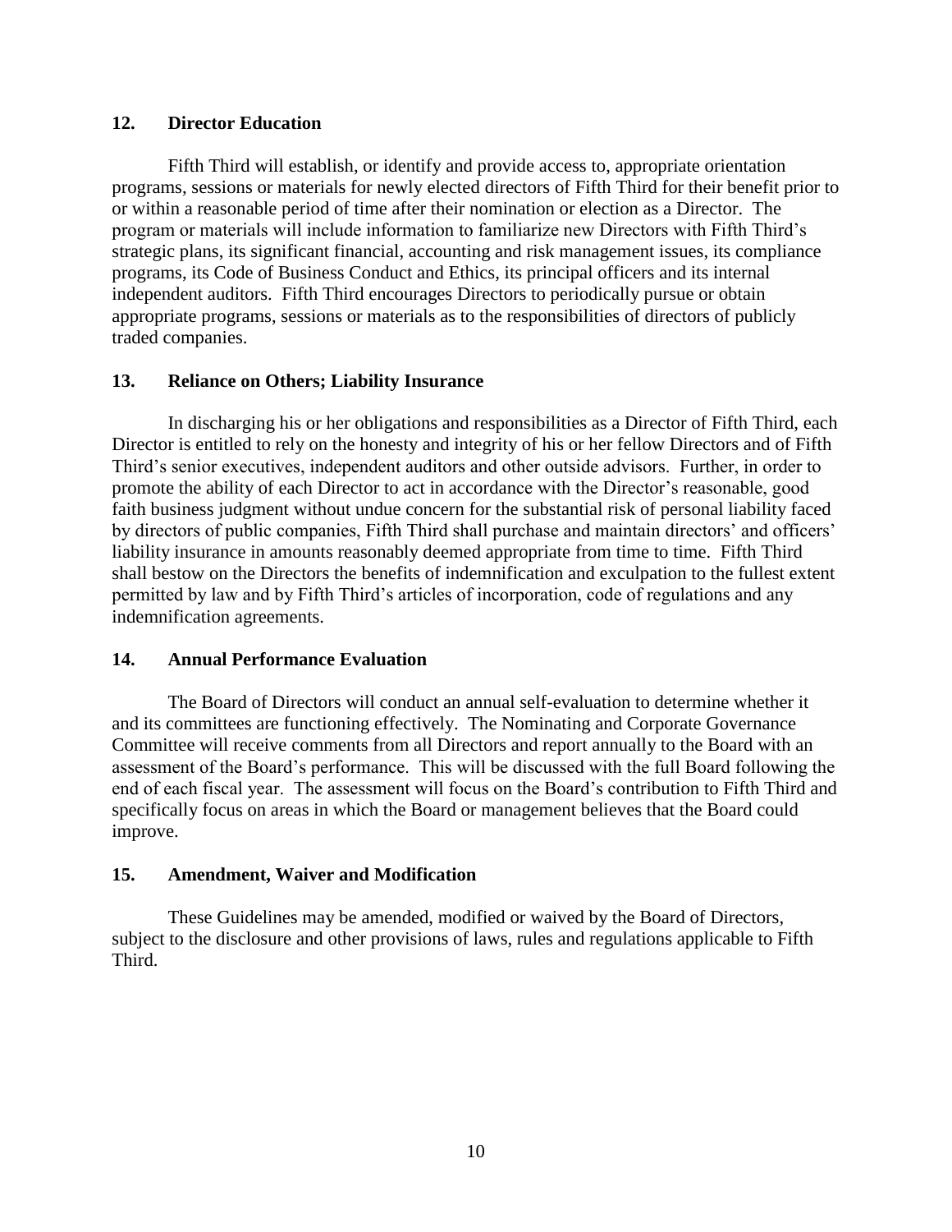## 12. Director Education

Fifth Third will establish, or identify and provide access to, appropriate orientation programs, sessions or materials for newly elected directors of Fifth Third for their benefit prior to or within a reasonable period of time after their nomination or election as a Director. The program or materials will include information to familiarize new Directors with Fifth Third's strategic plans, its significant financial, accounting and risk management issues, its compliance programs, its Code of Business Conduct and Ethics, its principal officers and its internal independent auditors. Fifth Third encourages Directors to periodically pursue or obtain appropriate programs, sessions or materials as to the responsibilities of directors of publicly traded companies.

## 13. Reliance on Others; Liability Insurance

In discharging his or her obligations and responsibilities as a Director of Fifth Third, each Director is entitled to rely on the honesty and integrity of his or her fellow Directors and of Fifth Third's senior executives, independent auditors and other outside advisors. Further, in order to promote the ability of each Director to act in accordance with the Director's reasonable, good faith business judgment without undue concern for the substantial risk of personal liability faced by directors of public companies, Fifth Third shall purchase and maintain directors' and officers' liability insurance in amounts reasonably deemed appropriate from time to time. Fifth Third shall bestow on the Directors the benefits of indemnification and exculpation to the fullest extent permitted by law and by Fifth Third's articles of incorporation, code of regulations and any indemnification agreements.

## 14. Annual Performance Evaluation

The Board of Directors will conduct an annual self-evaluation to determine whether it and its committees are functioning effectively. The Nominating and Corporate Governance Committee will receive comments from all Directors and report annually to the Board with an assessment of the Board's performance. This will be discussed with the full Board following the end of each fiscal year. The assessment will focus on the Board's contribution to Fifth Third and specifically focus on areas in which the Board or management believes that the Board could improve.

## 15. Amendment, Waiver and Modification

These Guidelines may be amended, modified or waived by the Board of Directors, subject to the disclosure and other provisions of laws, rules and regulations applicable to Fifth Third.